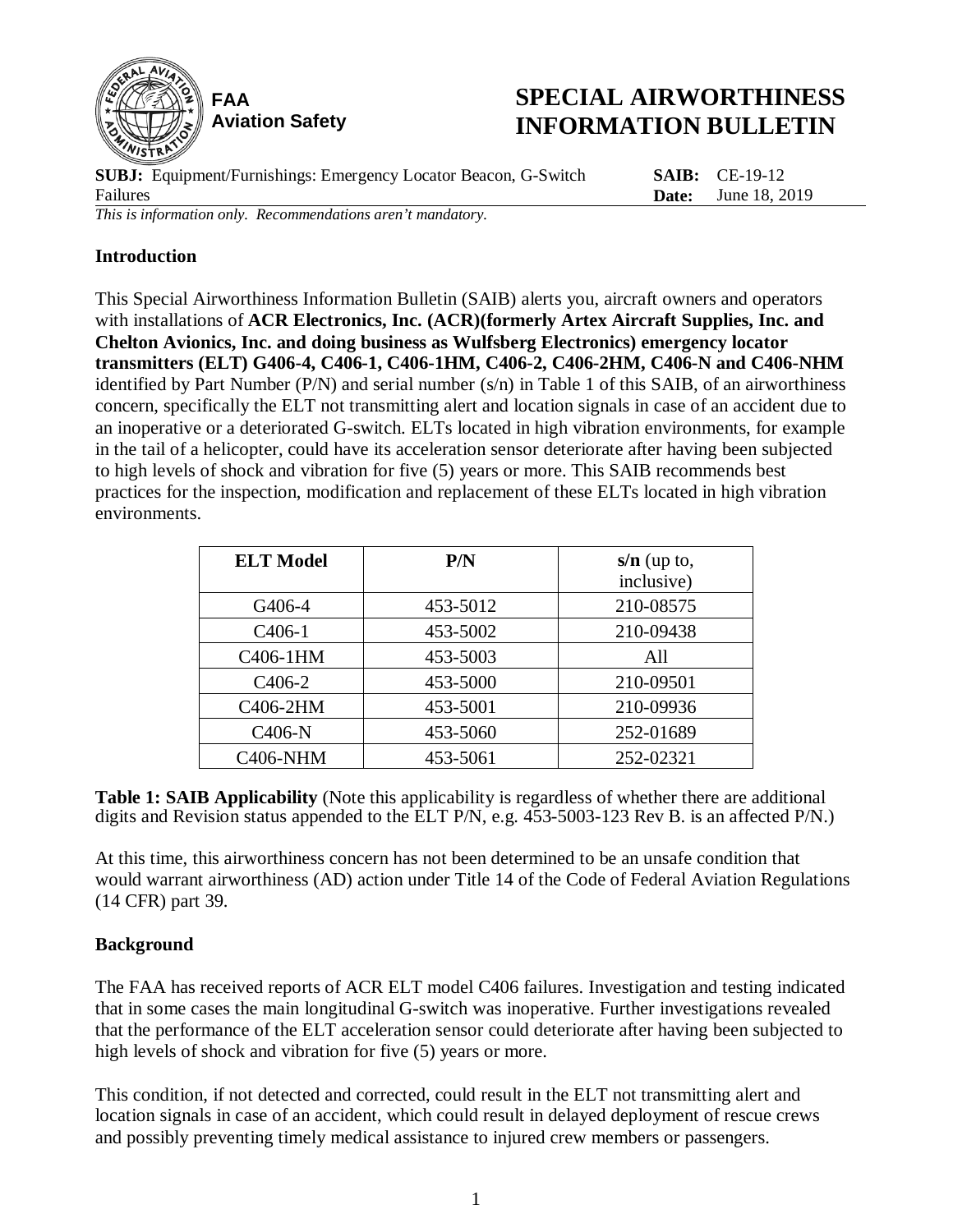**FAA**
**Aviation Safety**

# SPECIAL AIRWORTHINESS INFORMATION BULLETIN

**SUBJ:** Equipment/Furnishings: Emergency Locator Beacon, G-Switch Failures

**SAIB:** CE-19-12
**Date:** June 18, 2019

*This is information only. Recommendations aren't mandatory.*

## Introduction

This Special Airworthiness Information Bulletin (SAIB) alerts you, aircraft owners and operators with installations of **ACR Electronics, Inc. (ACR)(formerly Artex Aircraft Supplies, Inc. and Chelton Avionics, Inc. and doing business as Wulfsberg Electronics) emergency locator transmitters (ELT) G406-4, C406-1, C406-1HM, C406-2, C406-2HM, C406-N and C406-NHM** identified by Part Number (P/N) and serial number (s/n) in Table 1 of this SAIB, of an airworthiness concern, specifically the ELT not transmitting alert and location signals in case of an accident due to an inoperative or a deteriorated G-switch. ELTs located in high vibration environments, for example in the tail of a helicopter, could have its acceleration sensor deteriorate after having been subjected to high levels of shock and vibration for five (5) years or more. This SAIB recommends best practices for the inspection, modification and replacement of these ELTs located in high vibration environments.

| ELT Model | P/N | s/n (up to, inclusive) |
|---|---|---|
| G406-4 | 453-5012 | 210-08575 |
| C406-1 | 453-5002 | 210-09438 |
| C406-1HM | 453-5003 | All |
| C406-2 | 453-5000 | 210-09501 |
| C406-2HM | 453-5001 | 210-09936 |
| C406-N | 453-5060 | 252-01689 |
| C406-NHM | 453-5061 | 252-02321 |

**Table 1: SAIB Applicability** (Note this applicability is regardless of whether there are additional digits and Revision status appended to the ELT P/N, e.g. 453-5003-123 Rev B. is an affected P/N.)

At this time, this airworthiness concern has not been determined to be an unsafe condition that would warrant airworthiness (AD) action under Title 14 of the Code of Federal Aviation Regulations (14 CFR) part 39.

## Background

The FAA has received reports of ACR ELT model C406 failures. Investigation and testing indicated that in some cases the main longitudinal G-switch was inoperative. Further investigations revealed that the performance of the ELT acceleration sensor could deteriorate after having been subjected to high levels of shock and vibration for five (5) years or more.

This condition, if not detected and corrected, could result in the ELT not transmitting alert and location signals in case of an accident, which could result in delayed deployment of rescue crews and possibly preventing timely medical assistance to injured crew members or passengers.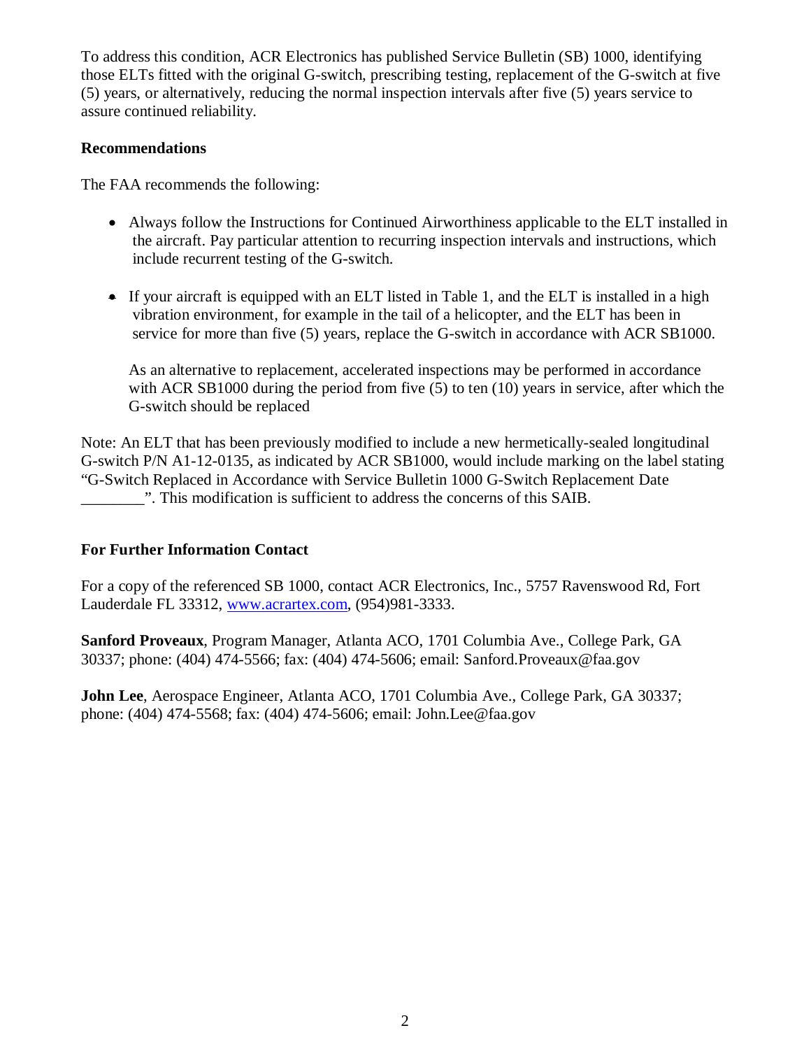To address this condition, ACR Electronics has published Service Bulletin (SB) 1000, identifying those ELTs fitted with the original G-switch, prescribing testing, replacement of the G-switch at five (5) years, or alternatively, reducing the normal inspection intervals after five (5) years service to assure continued reliability.

**Recommendations**

The FAA recommends the following:

- Always follow the Instructions for Continued Airworthiness applicable to the ELT installed in the aircraft. Pay particular attention to recurring inspection intervals and instructions, which include recurrent testing of the G-switch.

- If your aircraft is equipped with an ELT listed in Table 1, and the ELT is installed in a high vibration environment, for example in the tail of a helicopter, and the ELT has been in service for more than five (5) years, replace the G-switch in accordance with ACR SB1000.

  As an alternative to replacement, accelerated inspections may be performed in accordance with ACR SB1000 during the period from five (5) to ten (10) years in service, after which the G-switch should be replaced

Note: An ELT that has been previously modified to include a new hermetically-sealed longitudinal G-switch P/N A1-12-0135, as indicated by ACR SB1000, would include marking on the label stating "G-Switch Replaced in Accordance with Service Bulletin 1000 G-Switch Replacement Date ________". This modification is sufficient to address the concerns of this SAIB.

**For Further Information Contact**

For a copy of the referenced SB 1000, contact ACR Electronics, Inc., 5757 Ravenswood Rd, Fort Lauderdale FL 33312, www.acrartex.com, (954)981-3333.

**Sanford Proveaux**, Program Manager, Atlanta ACO, 1701 Columbia Ave., College Park, GA 30337; phone: (404) 474-5566; fax: (404) 474-5606; email: Sanford.Proveaux@faa.gov

**John Lee**, Aerospace Engineer, Atlanta ACO, 1701 Columbia Ave., College Park, GA 30337; phone: (404) 474-5568; fax: (404) 474-5606; email: John.Lee@faa.gov